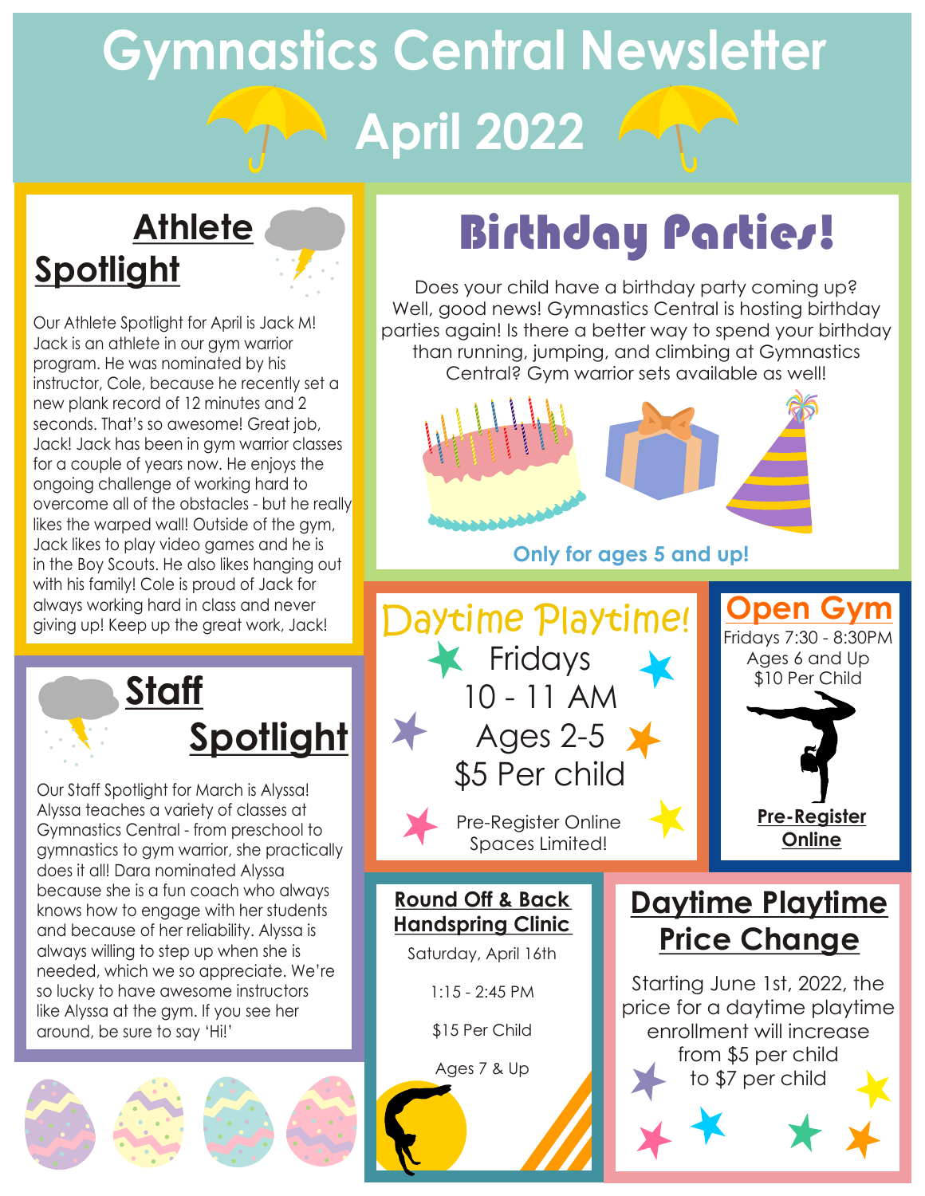# Gymnastics Central Newsletter

# April 2022

## Athlete Spotlight

Our Athlete Spotlight for April is Jack M! Jack is an athlete in our gym warrior program. He was nominated by his instructor, Cole, because he recently set a new plank record of 12 minutes and 2 seconds. That's so awesome! Great job, Jack! Jack has been in gym warrior classes for a couple of years now. He enjoys the ongoing challenge of working hard to overcome all of the obstacles - but he really likes the warped wall! Outside of the gym, Jack likes to play video games and he is in the Boy Scouts. He also likes hanging out with his family! Cole is proud of Jack for always working hard in class and never giving up! Keep up the great work, Jack!

## Staff Spotlight

Our Staff Spotlight for March is Alyssa! Alyssa teaches a variety of classes at Gymnastics Central - from preschool to gymnastics to gym warrior, she practically does it all! Dara nominated Alyssa because she is a fun coach who always knows how to engage with her students and because of her reliability. Alyssa is always willing to step up when she is needed, which we so appreciate. We're so lucky to have awesome instructors like Alyssa at the gym. If you see her around, be sure to say 'Hi!'

## Birthday Parties!

Does your child have a birthday party coming up? Well, good news! Gymnastics Central is hosting birthday parties again! Is there a better way to spend your birthday than running, jumping, and climbing at Gymnastics Central? Gym warrior sets available as well!

**Only for ages 5 and up!**

## Daytime Playtime!

Fridays
10 - 11 AM
Ages 2-5
$5 Per child

Pre-Register Online
Spaces Limited!

## Open Gym

Fridays 7:30 - 8:30PM
Ages 6 and Up
$10 Per Child

**Pre-Register Online**

## Round Off & Back Handspring Clinic

Saturday, April 16th

1:15 - 2:45 PM

$15 Per Child

Ages 7 & Up

## Daytime Playtime Price Change

Starting June 1st, 2022, the price for a daytime playtime enrollment will increase from $5 per child to $7 per child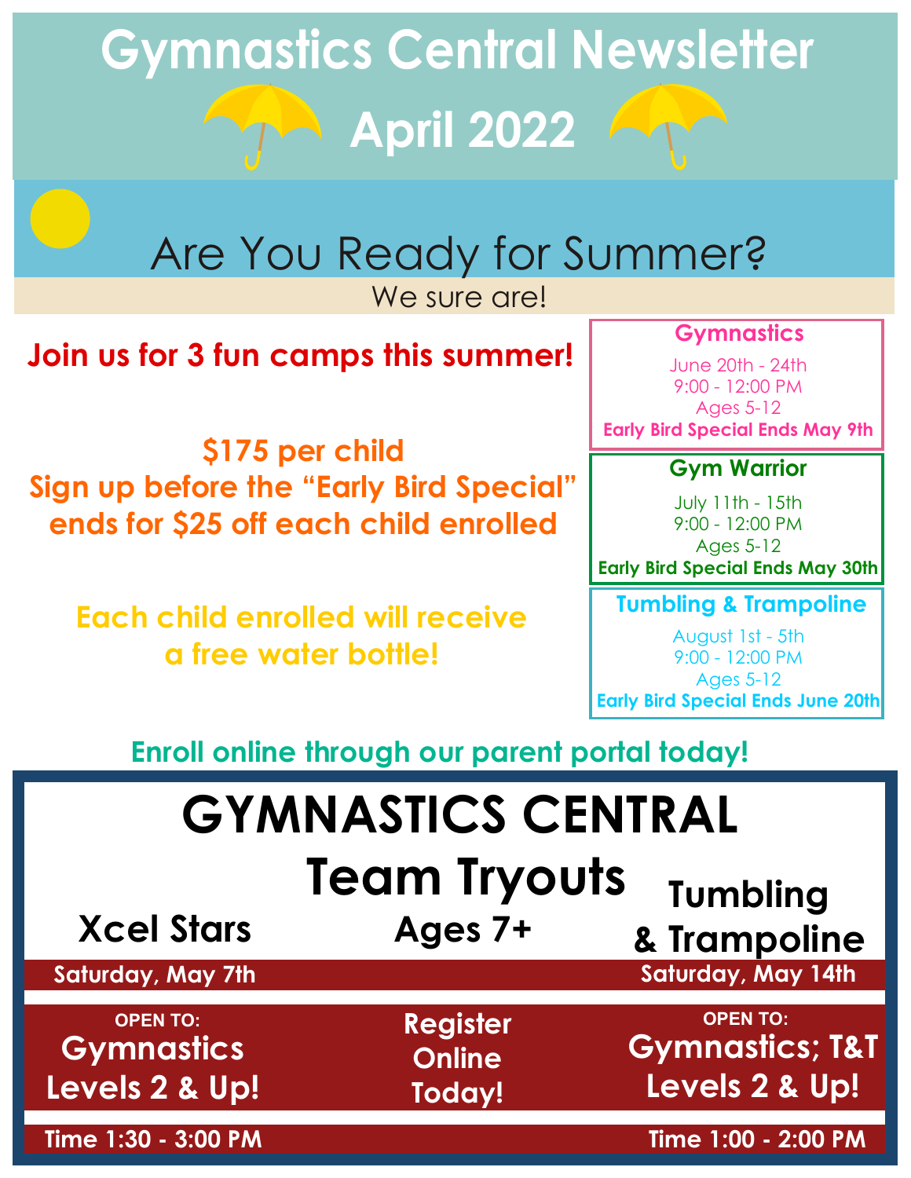# Gymnastics Central Newsletter

## April 2022

## Are You Ready for Summer?

We sure are!

**Join us for 3 fun camps this summer!**

**$175 per child**
**Sign up before the "Early Bird Special" ends for $25 off each child enrolled**

**Each child enrolled will receive a free water bottle!**

### Gymnastics

June 20th - 24th
9:00 - 12:00 PM
Ages 5-12
**Early Bird Special Ends May 9th**

### Gym Warrior

July 11th - 15th
9:00 - 12:00 PM
Ages 5-12
**Early Bird Special Ends May 30th**

### Tumbling & Trampoline

August 1st - 5th
9:00 - 12:00 PM
Ages 5-12
**Early Bird Special Ends June 20th**

**Enroll online through our parent portal today!**

# GYMNASTICS CENTRAL

## Team Tryouts

**Ages 7+**

**Register Online Today!**

### Xcel Stars

**Saturday, May 7th**

OPEN TO:
**Gymnastics Levels 2 & Up!**

**Time 1:30 - 3:00 PM**

### Tumbling & Trampoline

**Saturday, May 14th**

OPEN TO:
**Gymnastics; T&T Levels 2 & Up!**

**Time 1:00 - 2:00 PM**